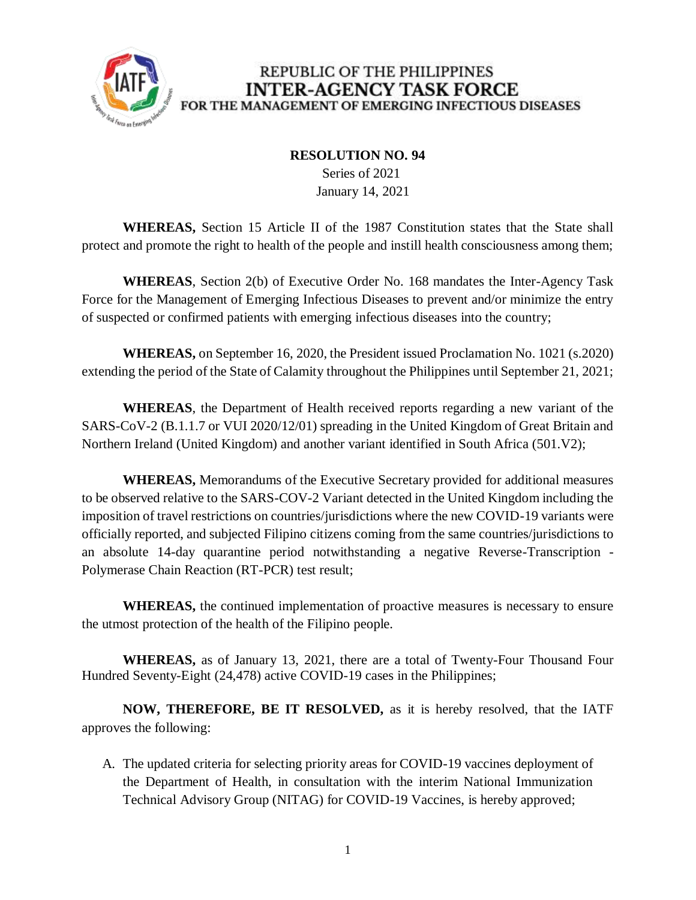REPUBLIC OF THE PHILIPPINES
**INTER-AGENCY TASK FORCE**
FOR THE MANAGEMENT OF EMERGING INFECTIOUS DISEASES

**RESOLUTION NO. 94**
Series of 2021
January 14, 2021

**WHEREAS,** Section 15 Article II of the 1987 Constitution states that the State shall protect and promote the right to health of the people and instill health consciousness among them;

**WHEREAS**, Section 2(b) of Executive Order No. 168 mandates the Inter-Agency Task Force for the Management of Emerging Infectious Diseases to prevent and/or minimize the entry of suspected or confirmed patients with emerging infectious diseases into the country;

**WHEREAS,** on September 16, 2020, the President issued Proclamation No. 1021 (s.2020) extending the period of the State of Calamity throughout the Philippines until September 21, 2021;

**WHEREAS**, the Department of Health received reports regarding a new variant of the SARS-CoV-2 (B.1.1.7 or VUI 2020/12/01) spreading in the United Kingdom of Great Britain and Northern Ireland (United Kingdom) and another variant identified in South Africa (501.V2);

**WHEREAS,** Memorandums of the Executive Secretary provided for additional measures to be observed relative to the SARS-COV-2 Variant detected in the United Kingdom including the imposition of travel restrictions on countries/jurisdictions where the new COVID-19 variants were officially reported, and subjected Filipino citizens coming from the same countries/jurisdictions to an absolute 14-day quarantine period notwithstanding a negative Reverse-Transcription - Polymerase Chain Reaction (RT-PCR) test result;

**WHEREAS,** the continued implementation of proactive measures is necessary to ensure the utmost protection of the health of the Filipino people.

**WHEREAS,** as of January 13, 2021, there are a total of Twenty-Four Thousand Four Hundred Seventy-Eight (24,478) active COVID-19 cases in the Philippines;

**NOW, THEREFORE, BE IT RESOLVED,** as it is hereby resolved, that the IATF approves the following:

A. The updated criteria for selecting priority areas for COVID-19 vaccines deployment of the Department of Health, in consultation with the interim National Immunization Technical Advisory Group (NITAG) for COVID-19 Vaccines, is hereby approved;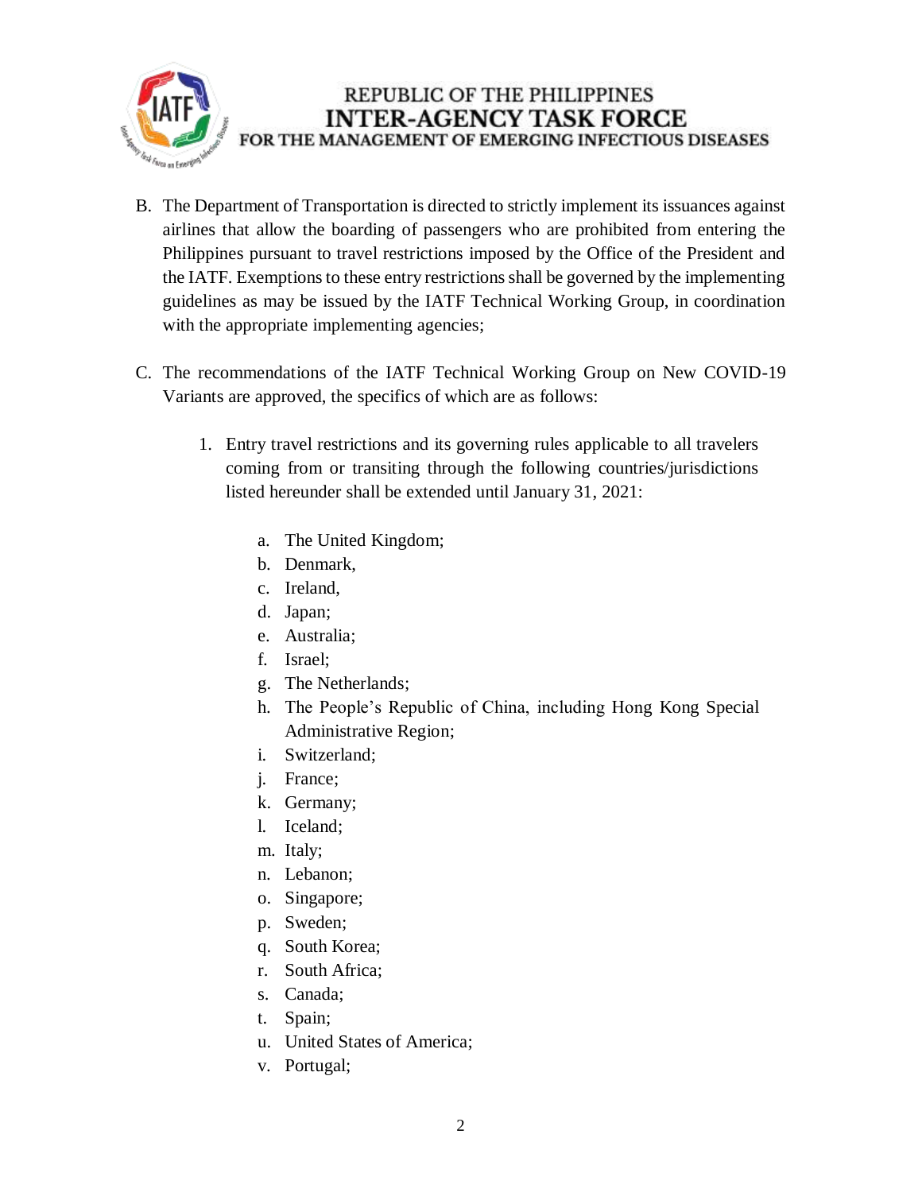B. The Department of Transportation is directed to strictly implement its issuances against airlines that allow the boarding of passengers who are prohibited from entering the Philippines pursuant to travel restrictions imposed by the Office of the President and the IATF. Exemptions to these entry restrictions shall be governed by the implementing guidelines as may be issued by the IATF Technical Working Group, in coordination with the appropriate implementing agencies;

C. The recommendations of the IATF Technical Working Group on New COVID-19 Variants are approved, the specifics of which are as follows:

   1. Entry travel restrictions and its governing rules applicable to all travelers coming from or transiting through the following countries/jurisdictions listed hereunder shall be extended until January 31, 2021:

      a. The United Kingdom;
      b. Denmark,
      c. Ireland,
      d. Japan;
      e. Australia;
      f. Israel;
      g. The Netherlands;
      h. The People's Republic of China, including Hong Kong Special Administrative Region;
      i. Switzerland;
      j. France;
      k. Germany;
      l. Iceland;
      m. Italy;
      n. Lebanon;
      o. Singapore;
      p. Sweden;
      q. South Korea;
      r. South Africa;
      s. Canada;
      t. Spain;
      u. United States of America;
      v. Portugal;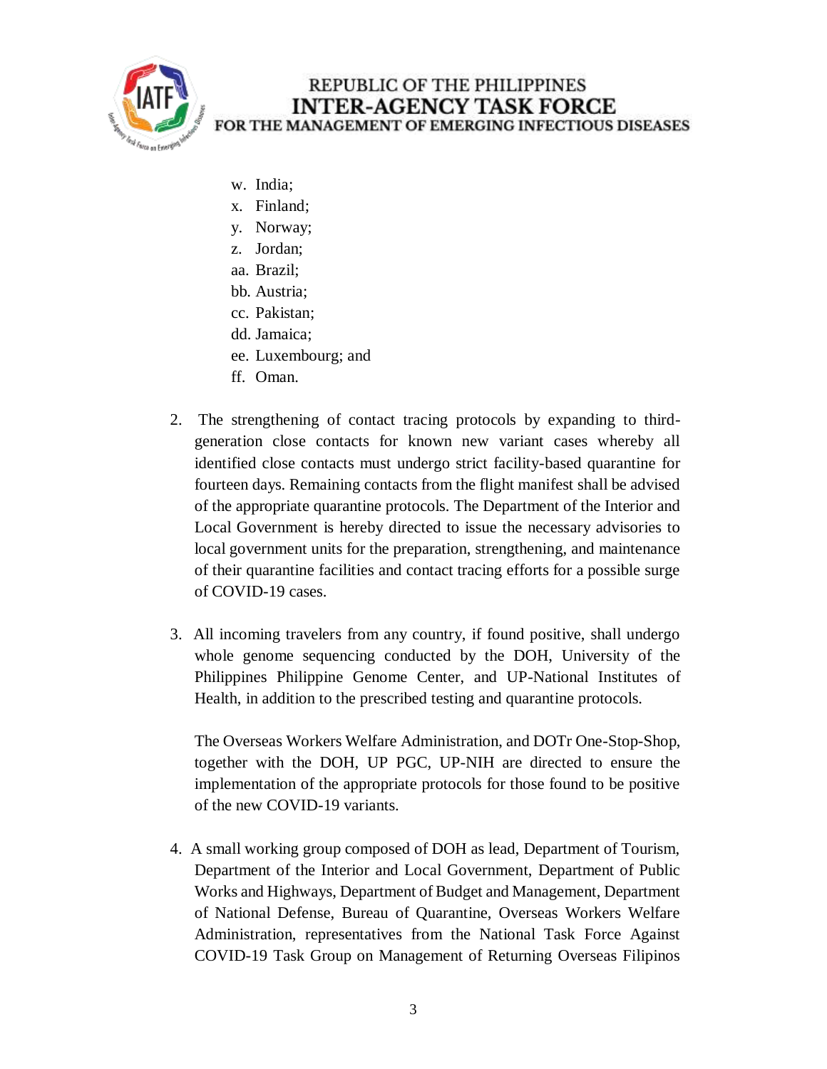w. India;
x. Finland;
y. Norway;
z. Jordan;
aa. Brazil;
bb. Austria;
cc. Pakistan;
dd. Jamaica;
ee. Luxembourg; and
ff. Oman.

2. The strengthening of contact tracing protocols by expanding to third-generation close contacts for known new variant cases whereby all identified close contacts must undergo strict facility-based quarantine for fourteen days. Remaining contacts from the flight manifest shall be advised of the appropriate quarantine protocols. The Department of the Interior and Local Government is hereby directed to issue the necessary advisories to local government units for the preparation, strengthening, and maintenance of their quarantine facilities and contact tracing efforts for a possible surge of COVID-19 cases.

3. All incoming travelers from any country, if found positive, shall undergo whole genome sequencing conducted by the DOH, University of the Philippines Philippine Genome Center, and UP-National Institutes of Health, in addition to the prescribed testing and quarantine protocols.

   The Overseas Workers Welfare Administration, and DOTr One-Stop-Shop, together with the DOH, UP PGC, UP-NIH are directed to ensure the implementation of the appropriate protocols for those found to be positive of the new COVID-19 variants.

4. A small working group composed of DOH as lead, Department of Tourism, Department of the Interior and Local Government, Department of Public Works and Highways, Department of Budget and Management, Department of National Defense, Bureau of Quarantine, Overseas Workers Welfare Administration, representatives from the National Task Force Against COVID-19 Task Group on Management of Returning Overseas Filipinos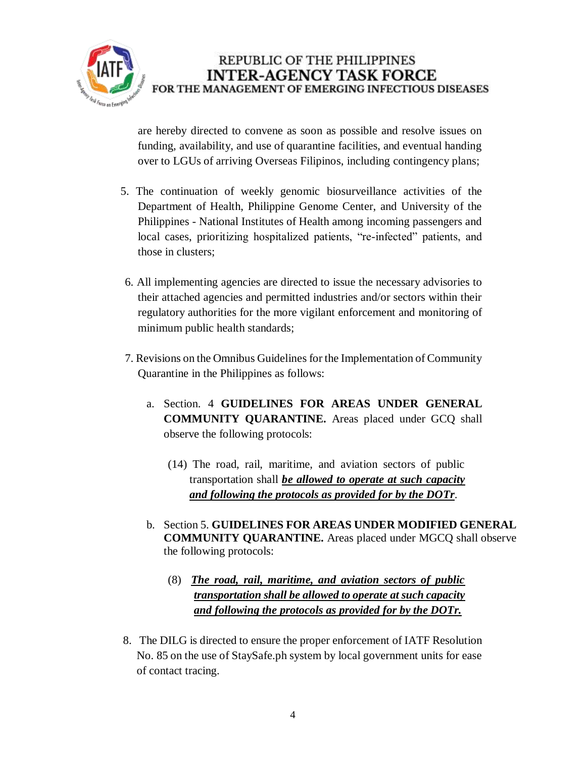are hereby directed to convene as soon as possible and resolve issues on funding, availability, and use of quarantine facilities, and eventual handing over to LGUs of arriving Overseas Filipinos, including contingency plans;

5. The continuation of weekly genomic biosurveillance activities of the Department of Health, Philippine Genome Center, and University of the Philippines - National Institutes of Health among incoming passengers and local cases, prioritizing hospitalized patients, "re-infected" patients, and those in clusters;

6. All implementing agencies are directed to issue the necessary advisories to their attached agencies and permitted industries and/or sectors within their regulatory authorities for the more vigilant enforcement and monitoring of minimum public health standards;

7. Revisions on the Omnibus Guidelines for the Implementation of Community Quarantine in the Philippines as follows:

   a. Section. 4 **GUIDELINES FOR AREAS UNDER GENERAL COMMUNITY QUARANTINE.** Areas placed under GCQ shall observe the following protocols:

      (14) The road, rail, maritime, and aviation sectors of public transportation shall ***<u>be allowed to operate at such capacity and following the protocols as provided for by the DOTr</u>***.

   b. Section 5. **GUIDELINES FOR AREAS UNDER MODIFIED GENERAL COMMUNITY QUARANTINE.** Areas placed under MGCQ shall observe the following protocols:

      (8) ***<u>The road, rail, maritime, and aviation sectors of public transportation shall be allowed to operate at such capacity and following the protocols as provided for by the DOTr.</u>***

8. The DILG is directed to ensure the proper enforcement of IATF Resolution No. 85 on the use of StaySafe.ph system by local government units for ease of contact tracing.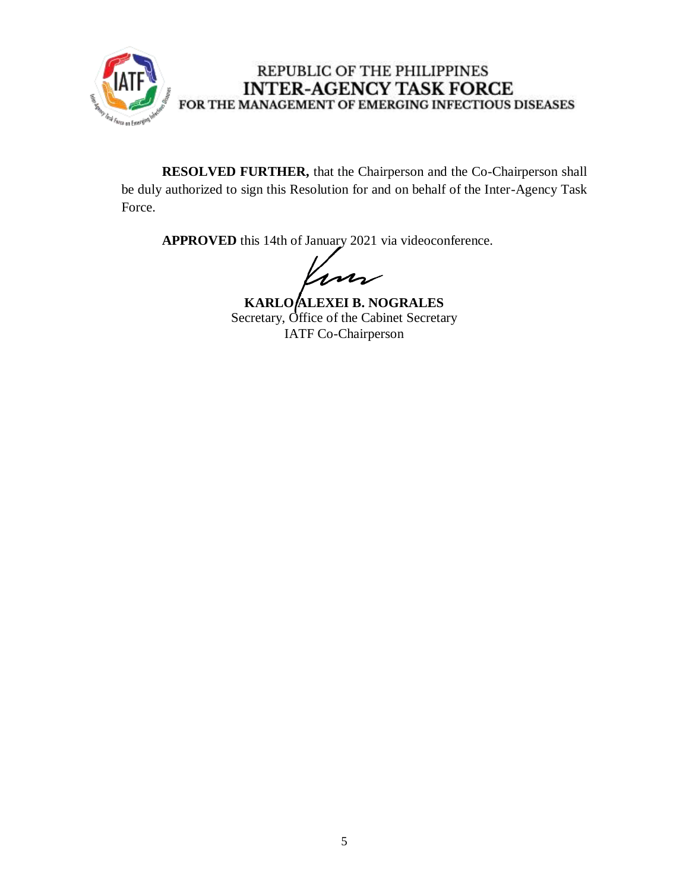**RESOLVED FURTHER,** that the Chairperson and the Co-Chairperson shall be duly authorized to sign this Resolution for and on behalf of the Inter-Agency Task Force.

**APPROVED** this 14th of January 2021 via videoconference.

**KARLO ALEXEI B. NOGRALES**
Secretary, Office of the Cabinet Secretary
IATF Co-Chairperson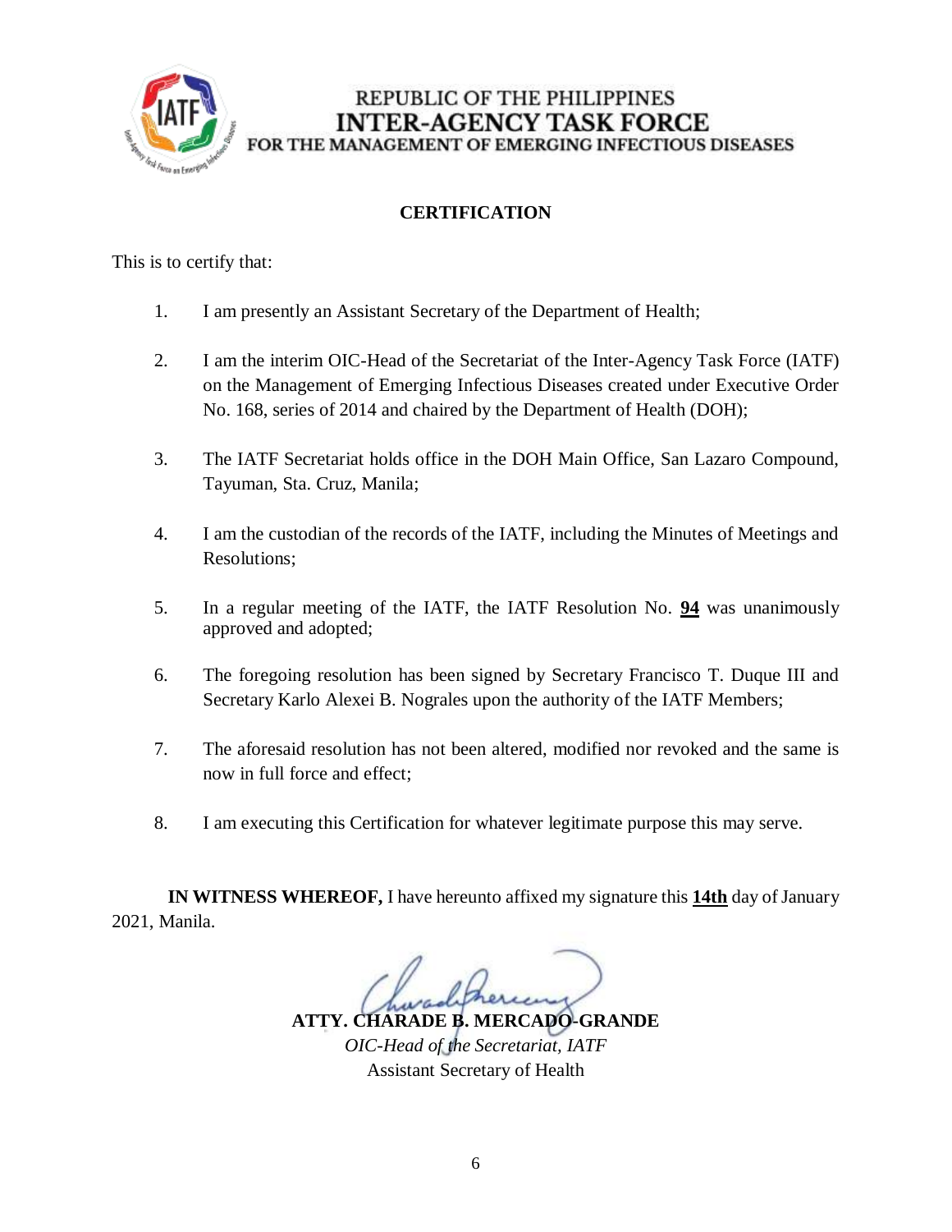REPUBLIC OF THE PHILIPPINES
**INTER-AGENCY TASK FORCE**
FOR THE MANAGEMENT OF EMERGING INFECTIOUS DISEASES

## CERTIFICATION

This is to certify that:

1. I am presently an Assistant Secretary of the Department of Health;

2. I am the interim OIC-Head of the Secretariat of the Inter-Agency Task Force (IATF) on the Management of Emerging Infectious Diseases created under Executive Order No. 168, series of 2014 and chaired by the Department of Health (DOH);

3. The IATF Secretariat holds office in the DOH Main Office, San Lazaro Compound, Tayuman, Sta. Cruz, Manila;

4. I am the custodian of the records of the IATF, including the Minutes of Meetings and Resolutions;

5. In a regular meeting of the IATF, the IATF Resolution No. **94** was unanimously approved and adopted;

6. The foregoing resolution has been signed by Secretary Francisco T. Duque III and Secretary Karlo Alexei B. Nograles upon the authority of the IATF Members;

7. The aforesaid resolution has not been altered, modified nor revoked and the same is now in full force and effect;

8. I am executing this Certification for whatever legitimate purpose this may serve.

**IN WITNESS WHEREOF,** I have hereunto affixed my signature this **14th** day of January 2021, Manila.

**ATTY. CHARADE B. MERCADO-GRANDE**
*OIC-Head of the Secretariat, IATF*
Assistant Secretary of Health